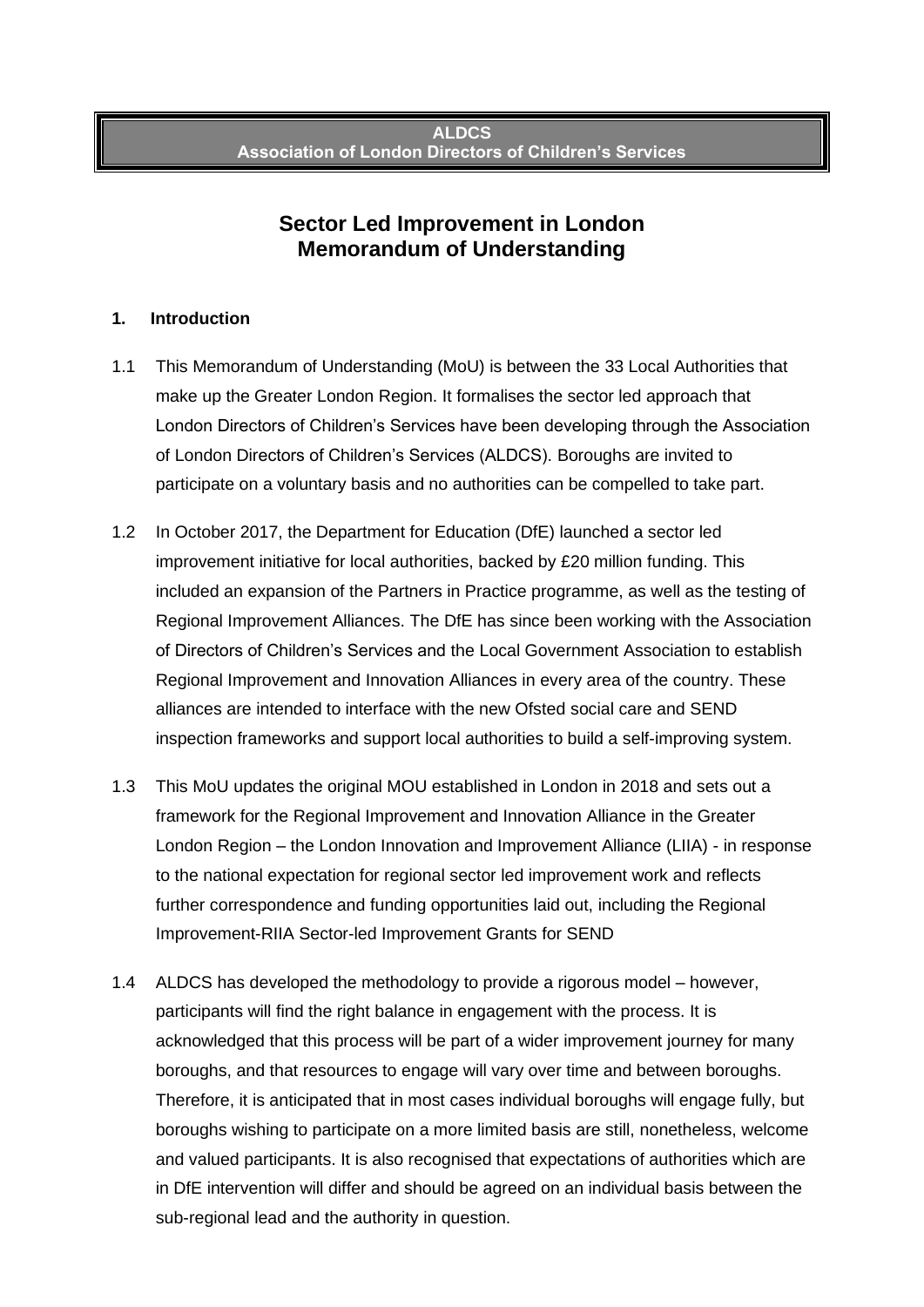**ALDCS**
**Association of London Directors of Children's Services**

# Sector Led Improvement in London
# Memorandum of Understanding

## 1. Introduction

1.1 This Memorandum of Understanding (MoU) is between the 33 Local Authorities that make up the Greater London Region. It formalises the sector led approach that London Directors of Children's Services have been developing through the Association of London Directors of Children's Services (ALDCS). Boroughs are invited to participate on a voluntary basis and no authorities can be compelled to take part.

1.2 In October 2017, the Department for Education (DfE) launched a sector led improvement initiative for local authorities, backed by £20 million funding. This included an expansion of the Partners in Practice programme, as well as the testing of Regional Improvement Alliances. The DfE has since been working with the Association of Directors of Children's Services and the Local Government Association to establish Regional Improvement and Innovation Alliances in every area of the country. These alliances are intended to interface with the new Ofsted social care and SEND inspection frameworks and support local authorities to build a self-improving system.

1.3 This MoU updates the original MOU established in London in 2018 and sets out a framework for the Regional Improvement and Innovation Alliance in the Greater London Region – the London Innovation and Improvement Alliance (LIIA) - in response to the national expectation for regional sector led improvement work and reflects further correspondence and funding opportunities laid out, including the Regional Improvement-RIIA Sector-led Improvement Grants for SEND

1.4 ALDCS has developed the methodology to provide a rigorous model – however, participants will find the right balance in engagement with the process. It is acknowledged that this process will be part of a wider improvement journey for many boroughs, and that resources to engage will vary over time and between boroughs. Therefore, it is anticipated that in most cases individual boroughs will engage fully, but boroughs wishing to participate on a more limited basis are still, nonetheless, welcome and valued participants. It is also recognised that expectations of authorities which are in DfE intervention will differ and should be agreed on an individual basis between the sub-regional lead and the authority in question.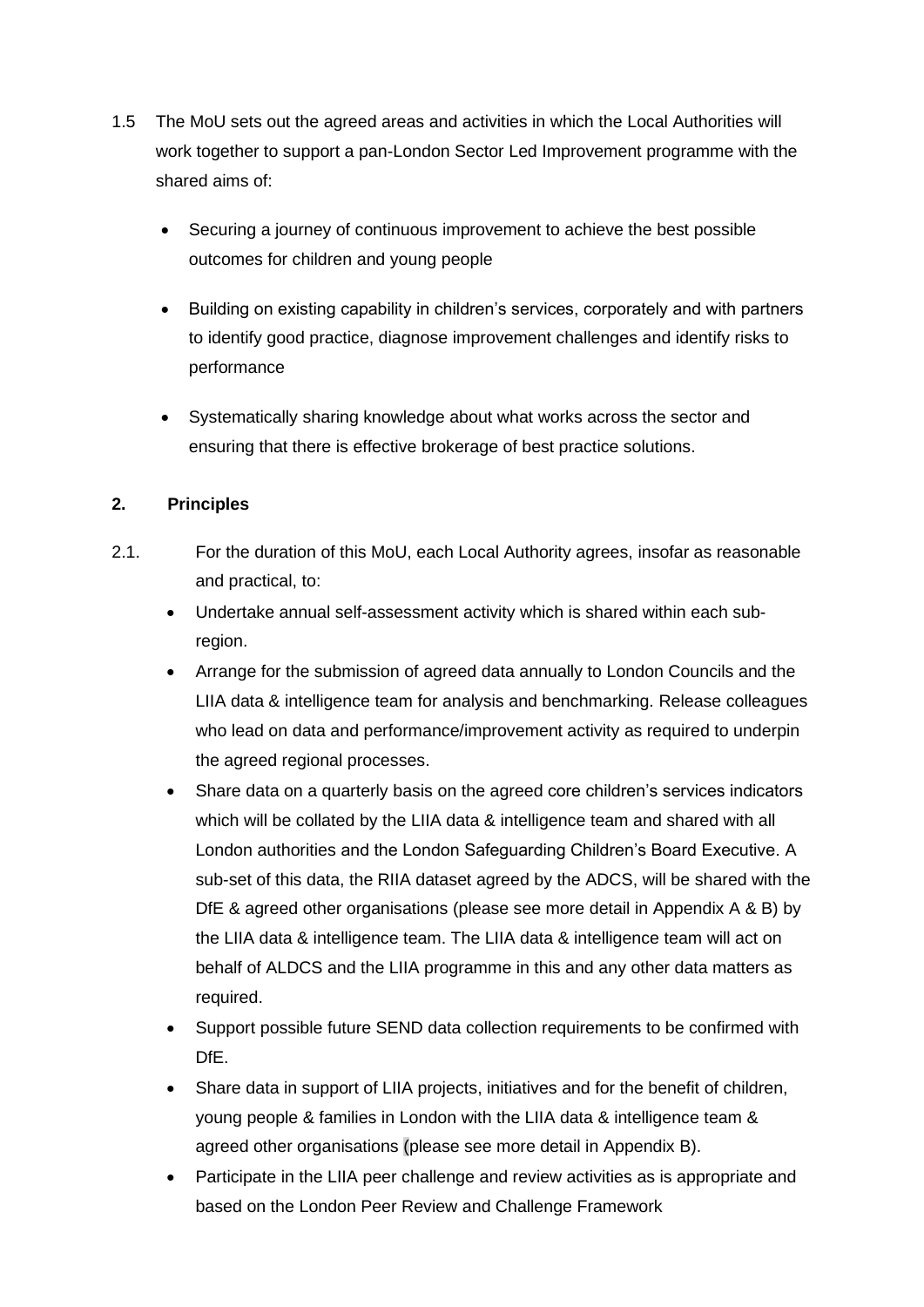1.5 The MoU sets out the agreed areas and activities in which the Local Authorities will work together to support a pan-London Sector Led Improvement programme with the shared aims of:

- Securing a journey of continuous improvement to achieve the best possible outcomes for children and young people
- Building on existing capability in children's services, corporately and with partners to identify good practice, diagnose improvement challenges and identify risks to performance
- Systematically sharing knowledge about what works across the sector and ensuring that there is effective brokerage of best practice solutions.

## 2. Principles

2.1. For the duration of this MoU, each Local Authority agrees, insofar as reasonable and practical, to:

- Undertake annual self-assessment activity which is shared within each sub-region.
- Arrange for the submission of agreed data annually to London Councils and the LIIA data & intelligence team for analysis and benchmarking. Release colleagues who lead on data and performance/improvement activity as required to underpin the agreed regional processes.
- Share data on a quarterly basis on the agreed core children's services indicators which will be collated by the LIIA data & intelligence team and shared with all London authorities and the London Safeguarding Children's Board Executive. A sub-set of this data, the RIIA dataset agreed by the ADCS, will be shared with the DfE & agreed other organisations (please see more detail in Appendix A & B) by the LIIA data & intelligence team. The LIIA data & intelligence team will act on behalf of ALDCS and the LIIA programme in this and any other data matters as required.
- Support possible future SEND data collection requirements to be confirmed with DfE.
- Share data in support of LIIA projects, initiatives and for the benefit of children, young people & families in London with the LIIA data & intelligence team & agreed other organisations (please see more detail in Appendix B).
- Participate in the LIIA peer challenge and review activities as is appropriate and based on the London Peer Review and Challenge Framework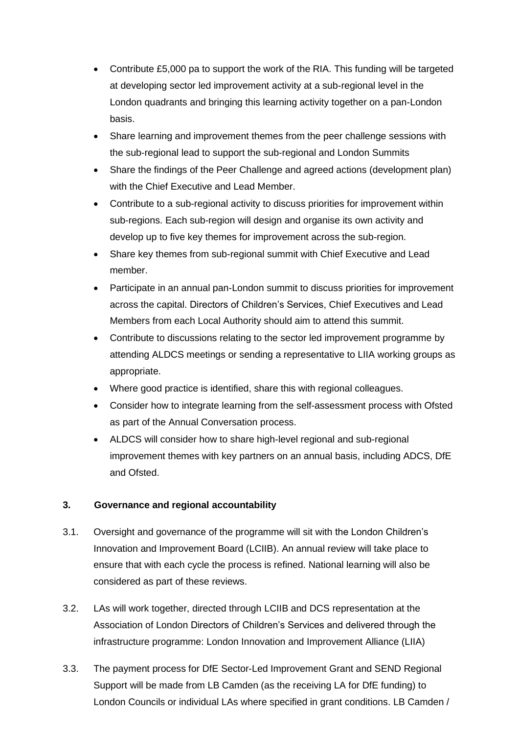- Contribute £5,000 pa to support the work of the RIA. This funding will be targeted at developing sector led improvement activity at a sub-regional level in the London quadrants and bringing this learning activity together on a pan-London basis.
- Share learning and improvement themes from the peer challenge sessions with the sub-regional lead to support the sub-regional and London Summits
- Share the findings of the Peer Challenge and agreed actions (development plan) with the Chief Executive and Lead Member.
- Contribute to a sub-regional activity to discuss priorities for improvement within sub-regions. Each sub-region will design and organise its own activity and develop up to five key themes for improvement across the sub-region.
- Share key themes from sub-regional summit with Chief Executive and Lead member.
- Participate in an annual pan-London summit to discuss priorities for improvement across the capital. Directors of Children's Services, Chief Executives and Lead Members from each Local Authority should aim to attend this summit.
- Contribute to discussions relating to the sector led improvement programme by attending ALDCS meetings or sending a representative to LIIA working groups as appropriate.
- Where good practice is identified, share this with regional colleagues.
- Consider how to integrate learning from the self-assessment process with Ofsted as part of the Annual Conversation process.
- ALDCS will consider how to share high-level regional and sub-regional improvement themes with key partners on an annual basis, including ADCS, DfE and Ofsted.

## 3. Governance and regional accountability

3.1. Oversight and governance of the programme will sit with the London Children's Innovation and Improvement Board (LCIIB). An annual review will take place to ensure that with each cycle the process is refined. National learning will also be considered as part of these reviews.

3.2. LAs will work together, directed through LCIIB and DCS representation at the Association of London Directors of Children's Services and delivered through the infrastructure programme: London Innovation and Improvement Alliance (LIIA)

3.3. The payment process for DfE Sector-Led Improvement Grant and SEND Regional Support will be made from LB Camden (as the receiving LA for DfE funding) to London Councils or individual LAs where specified in grant conditions. LB Camden /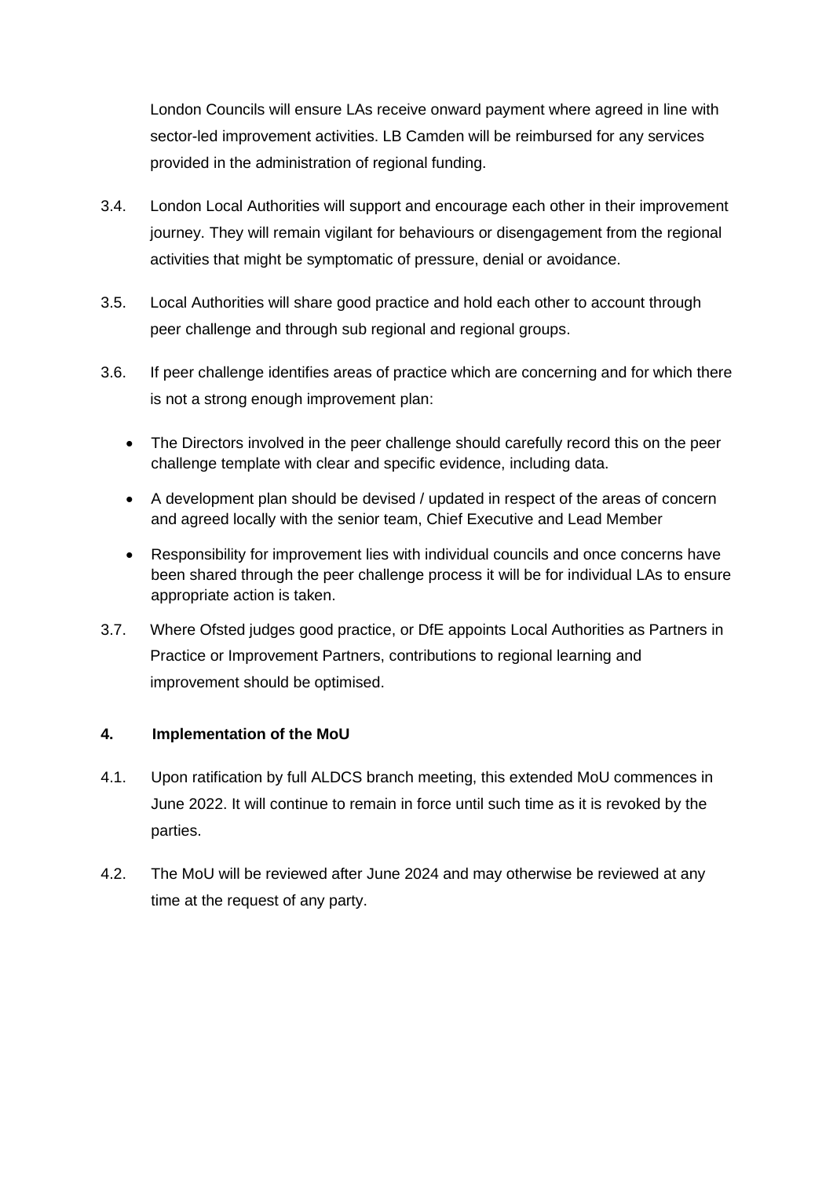London Councils will ensure LAs receive onward payment where agreed in line with sector-led improvement activities. LB Camden will be reimbursed for any services provided in the administration of regional funding.

3.4. London Local Authorities will support and encourage each other in their improvement journey. They will remain vigilant for behaviours or disengagement from the regional activities that might be symptomatic of pressure, denial or avoidance.

3.5. Local Authorities will share good practice and hold each other to account through peer challenge and through sub regional and regional groups.

3.6. If peer challenge identifies areas of practice which are concerning and for which there is not a strong enough improvement plan:

- The Directors involved in the peer challenge should carefully record this on the peer challenge template with clear and specific evidence, including data.
- A development plan should be devised / updated in respect of the areas of concern and agreed locally with the senior team, Chief Executive and Lead Member
- Responsibility for improvement lies with individual councils and once concerns have been shared through the peer challenge process it will be for individual LAs to ensure appropriate action is taken.

3.7. Where Ofsted judges good practice, or DfE appoints Local Authorities as Partners in Practice or Improvement Partners, contributions to regional learning and improvement should be optimised.

## 4. Implementation of the MoU

4.1. Upon ratification by full ALDCS branch meeting, this extended MoU commences in June 2022. It will continue to remain in force until such time as it is revoked by the parties.

4.2. The MoU will be reviewed after June 2024 and may otherwise be reviewed at any time at the request of any party.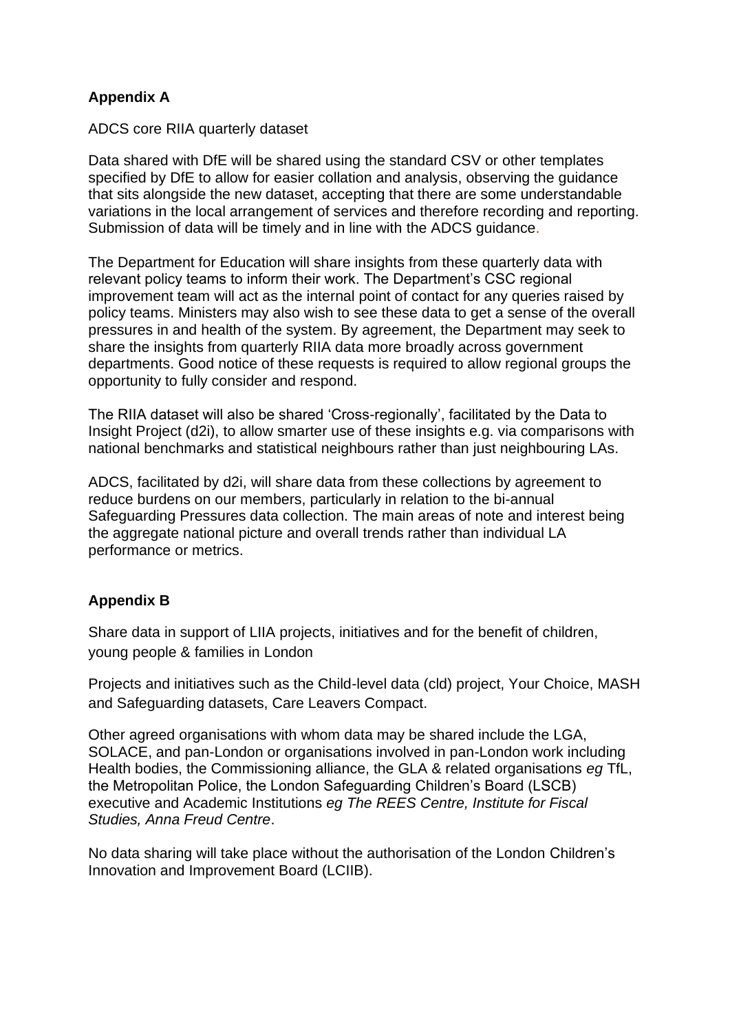**Appendix A**

ADCS core RIIA quarterly dataset

Data shared with DfE will be shared using the standard CSV or other templates specified by DfE to allow for easier collation and analysis, observing the guidance that sits alongside the new dataset, accepting that there are some understandable variations in the local arrangement of services and therefore recording and reporting. Submission of data will be timely and in line with the ADCS guidance.

The Department for Education will share insights from these quarterly data with relevant policy teams to inform their work. The Department's CSC regional improvement team will act as the internal point of contact for any queries raised by policy teams. Ministers may also wish to see these data to get a sense of the overall pressures in and health of the system. By agreement, the Department may seek to share the insights from quarterly RIIA data more broadly across government departments. Good notice of these requests is required to allow regional groups the opportunity to fully consider and respond.

The RIIA dataset will also be shared 'Cross-regionally', facilitated by the Data to Insight Project (d2i), to allow smarter use of these insights e.g. via comparisons with national benchmarks and statistical neighbours rather than just neighbouring LAs.

ADCS, facilitated by d2i, will share data from these collections by agreement to reduce burdens on our members, particularly in relation to the bi-annual Safeguarding Pressures data collection. The main areas of note and interest being the aggregate national picture and overall trends rather than individual LA performance or metrics.

**Appendix B**

Share data in support of LIIA projects, initiatives and for the benefit of children, young people & families in London

Projects and initiatives such as the Child-level data (cld) project, Your Choice, MASH and Safeguarding datasets, Care Leavers Compact.

Other agreed organisations with whom data may be shared include the LGA, SOLACE, and pan-London or organisations involved in pan-London work including Health bodies, the Commissioning alliance, the GLA & related organisations *eg* TfL, the Metropolitan Police, the London Safeguarding Children's Board (LSCB) executive and Academic Institutions *eg The REES Centre, Institute for Fiscal Studies, Anna Freud Centre*.

No data sharing will take place without the authorisation of the London Children's Innovation and Improvement Board (LCIIB).